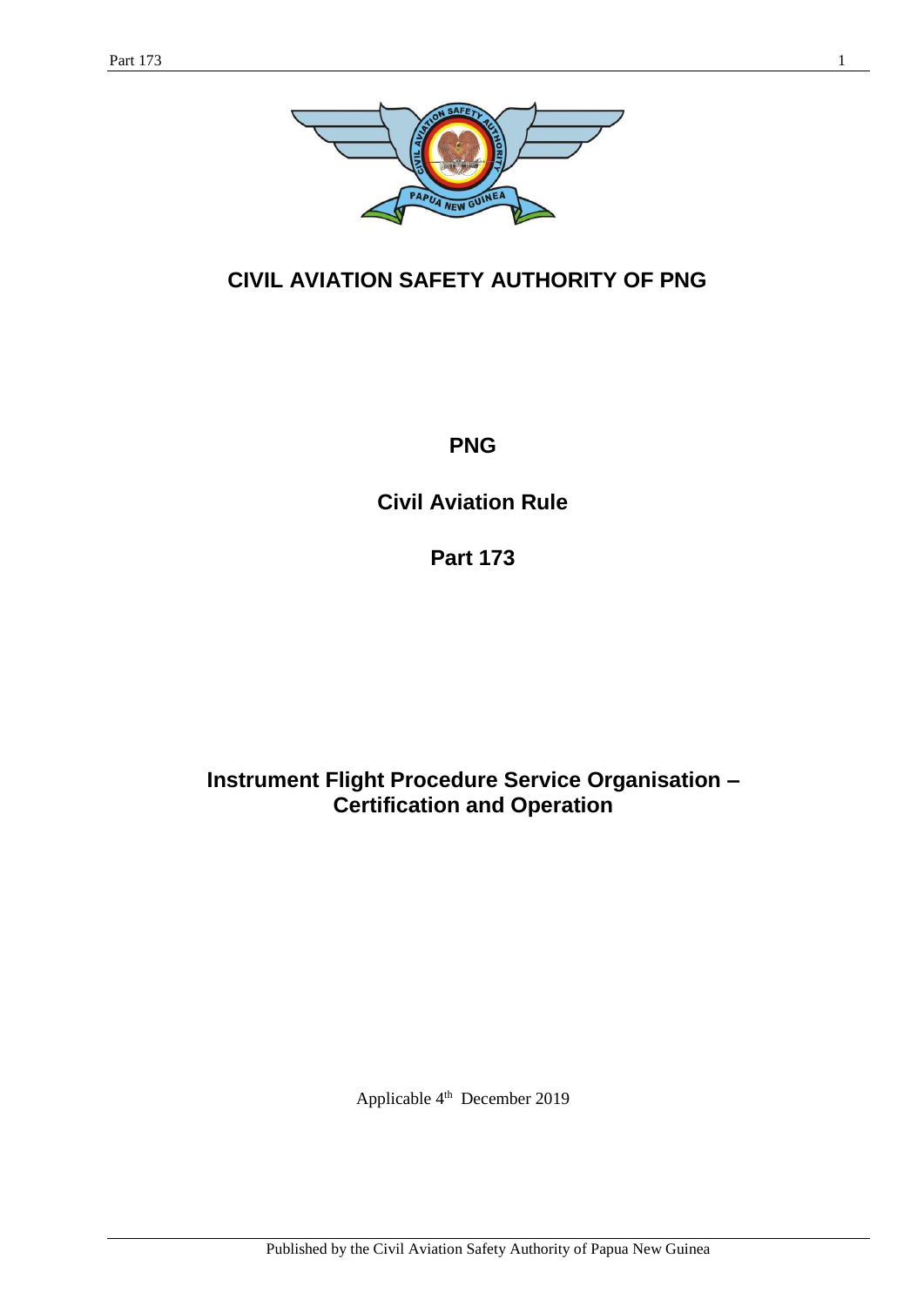# CIVIL AVIATION SAFETY AUTHORITY OF PNG

## PNG

## Civil Aviation Rule

## Part 173

## Instrument Flight Procedure Service Organisation – Certification and Operation

Applicable 4th December 2019

Published by the Civil Aviation Safety Authority of Papua New Guinea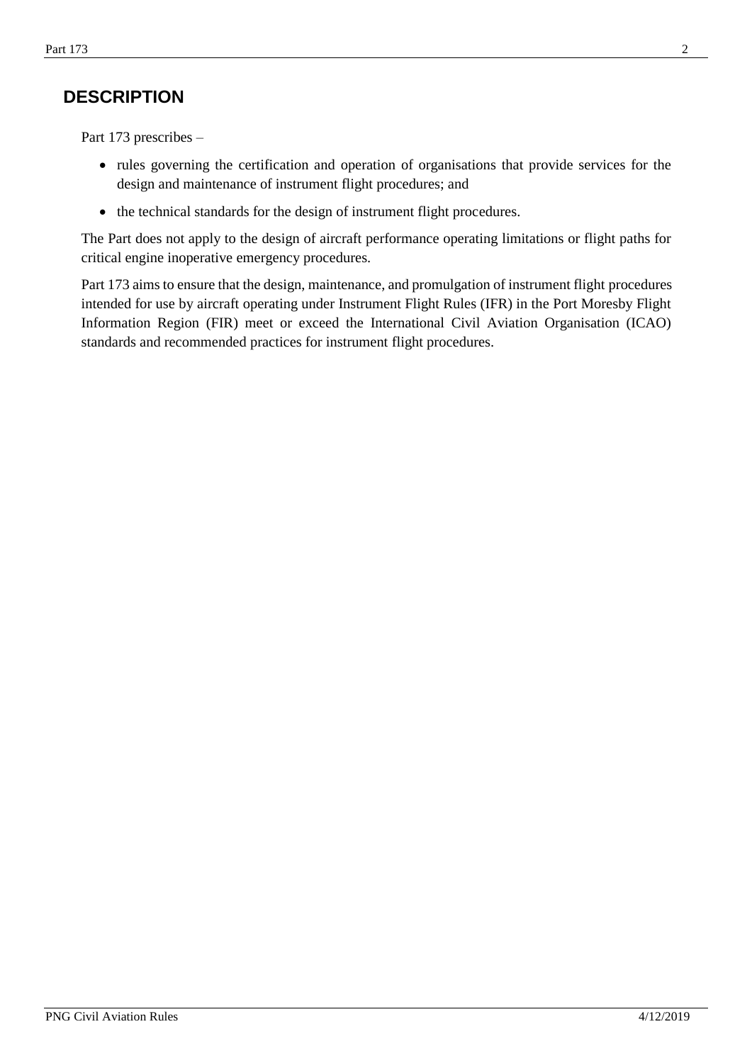# DESCRIPTION

Part 173 prescribes –

- rules governing the certification and operation of organisations that provide services for the design and maintenance of instrument flight procedures; and
- the technical standards for the design of instrument flight procedures.

The Part does not apply to the design of aircraft performance operating limitations or flight paths for critical engine inoperative emergency procedures.

Part 173 aims to ensure that the design, maintenance, and promulgation of instrument flight procedures intended for use by aircraft operating under Instrument Flight Rules (IFR) in the Port Moresby Flight Information Region (FIR) meet or exceed the International Civil Aviation Organisation (ICAO) standards and recommended practices for instrument flight procedures.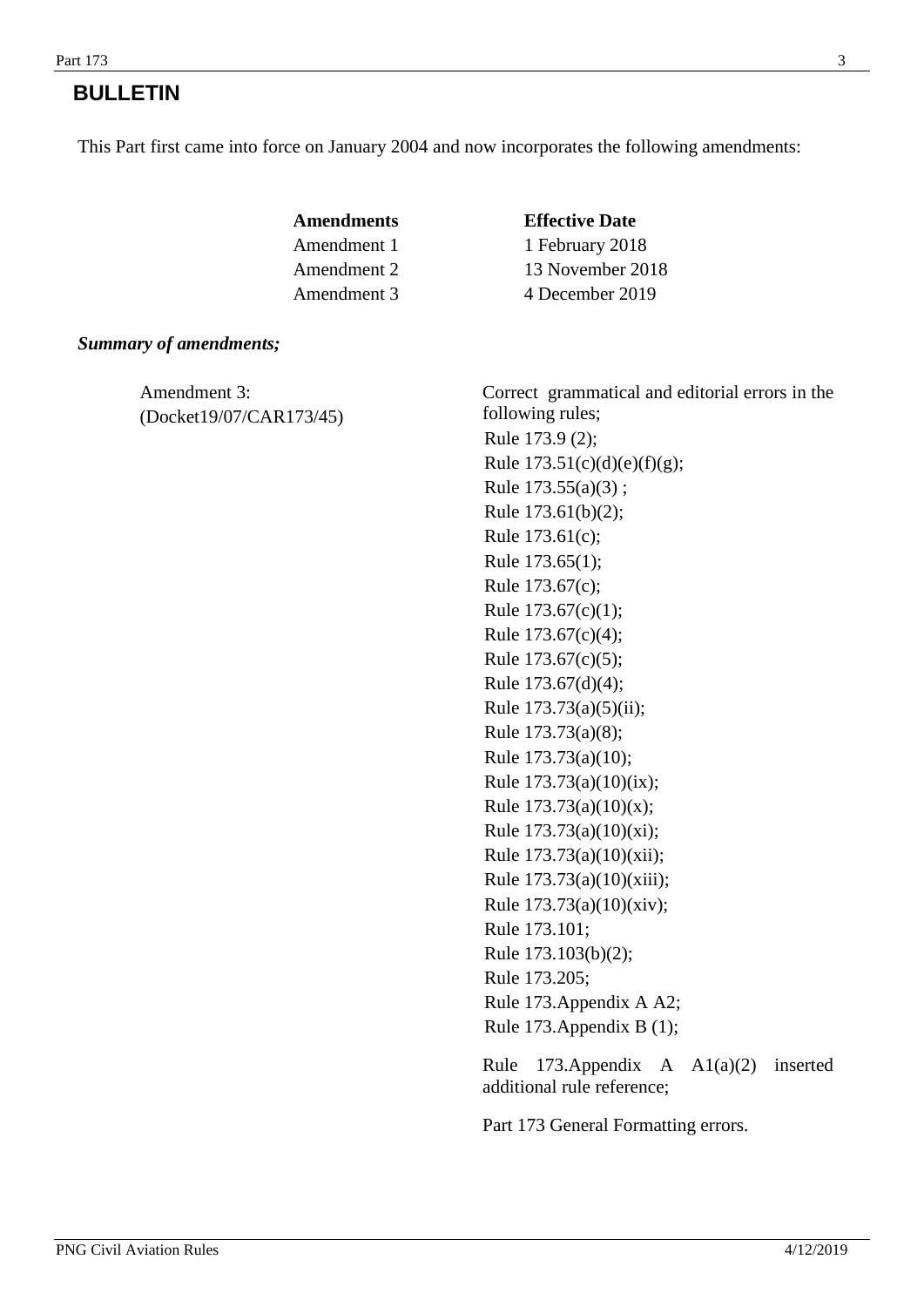# BULLETIN

This Part first came into force on January 2004 and now incorporates the following amendments:

| **Amendments** | **Effective Date** |
|---|---|
| Amendment 1 | 1 February 2018 |
| Amendment 2 | 13 November 2018 |
| Amendment 3 | 4 December 2019 |

***Summary of amendments;***

| | |
|---|---|
| Amendment 3: (Docket19/07/CAR173/45) | Correct grammatical and editorial errors in the following rules;<br>Rule 173.9 (2);<br>Rule 173.51(c)(d)(e)(f)(g);<br>Rule 173.55(a)(3) ;<br>Rule 173.61(b)(2);<br>Rule 173.61(c);<br>Rule 173.65(1);<br>Rule 173.67(c);<br>Rule 173.67(c)(1);<br>Rule 173.67(c)(4);<br>Rule 173.67(c)(5);<br>Rule 173.67(d)(4);<br>Rule 173.73(a)(5)(ii);<br>Rule 173.73(a)(8);<br>Rule 173.73(a)(10);<br>Rule 173.73(a)(10)(ix);<br>Rule 173.73(a)(10)(x);<br>Rule 173.73(a)(10)(xi);<br>Rule 173.73(a)(10)(xii);<br>Rule 173.73(a)(10)(xiii);<br>Rule 173.73(a)(10)(xiv);<br>Rule 173.101;<br>Rule 173.103(b)(2);<br>Rule 173.205;<br>Rule 173.Appendix A A2;<br>Rule 173.Appendix B (1);<br><br>Rule 173.Appendix A A1(a)(2) inserted additional rule reference;<br><br>Part 173 General Formatting errors. |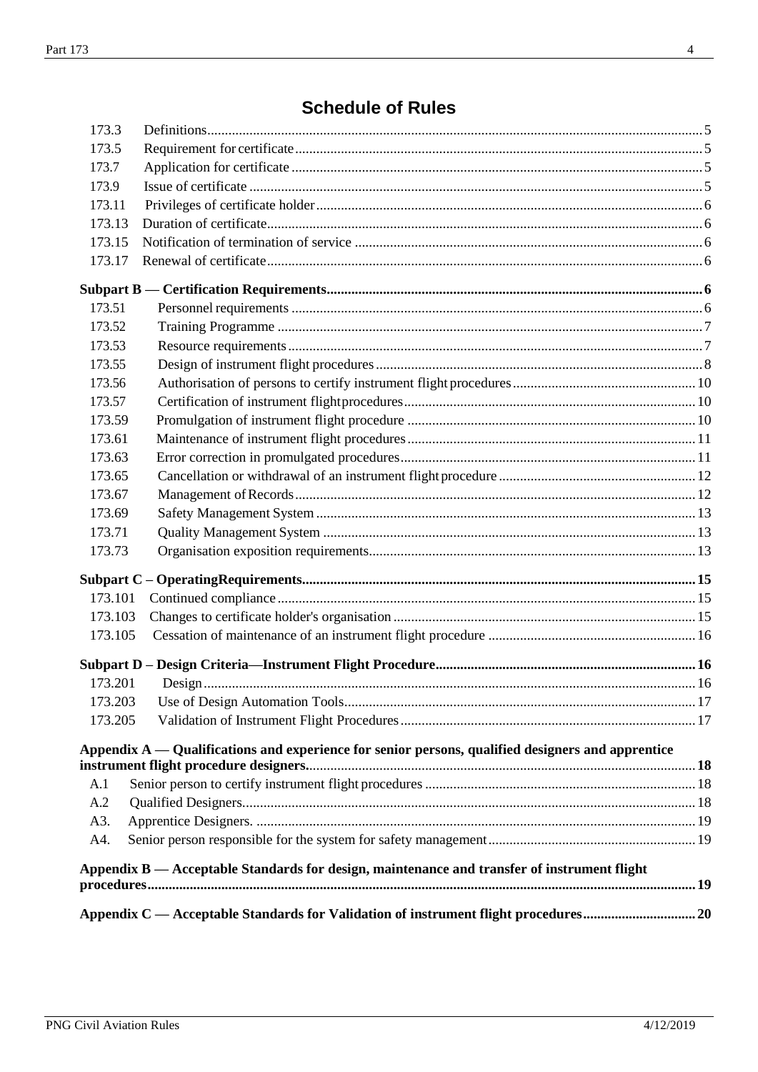# Schedule of Rules

| | | |
|---|---|---|
| 173.3 | Definitions | 5 |
| 173.5 | Requirement for certificate | 5 |
| 173.7 | Application for certificate | 5 |
| 173.9 | Issue of certificate | 5 |
| 173.11 | Privileges of certificate holder | 6 |
| 173.13 | Duration of certificate | 6 |
| 173.15 | Notification of termination of service | 6 |
| 173.17 | Renewal of certificate | 6 |
| **Subpart B — Certification Requirements** | | **6** |
| 173.51 | Personnel requirements | 6 |
| 173.52 | Training Programme | 7 |
| 173.53 | Resource requirements | 7 |
| 173.55 | Design of instrument flight procedures | 8 |
| 173.56 | Authorisation of persons to certify instrument flight procedures | 10 |
| 173.57 | Certification of instrument flight procedures | 10 |
| 173.59 | Promulgation of instrument flight procedure | 10 |
| 173.61 | Maintenance of instrument flight procedures | 11 |
| 173.63 | Error correction in promulgated procedures | 11 |
| 173.65 | Cancellation or withdrawal of an instrument flight procedure | 12 |
| 173.67 | Management of Records | 12 |
| 173.69 | Safety Management System | 13 |
| 173.71 | Quality Management System | 13 |
| 173.73 | Organisation exposition requirements | 13 |
| **Subpart C – OperatingRequirements** | | **15** |
| 173.101 | Continued compliance | 15 |
| 173.103 | Changes to certificate holder's organisation | 15 |
| 173.105 | Cessation of maintenance of an instrument flight procedure | 16 |
| **Subpart D – Design Criteria—Instrument Flight Procedure** | | **16** |
| 173.201 | Design | 16 |
| 173.203 | Use of Design Automation Tools | 17 |
| 173.205 | Validation of Instrument Flight Procedures | 17 |
| **Appendix A — Qualifications and experience for senior persons, qualified designers and apprentice instrument flight procedure designers.** | | **18** |
| A.1 | Senior person to certify instrument flight procedures | 18 |
| A.2 | Qualified Designers. | 18 |
| A3. | Apprentice Designers. | 19 |
| A4. | Senior person responsible for the system for safety management | 19 |
| **Appendix B — Acceptable Standards for design, maintenance and transfer of instrument flight procedures** | | **19** |
| **Appendix C — Acceptable Standards for Validation of instrument flight procedures** | | **20** |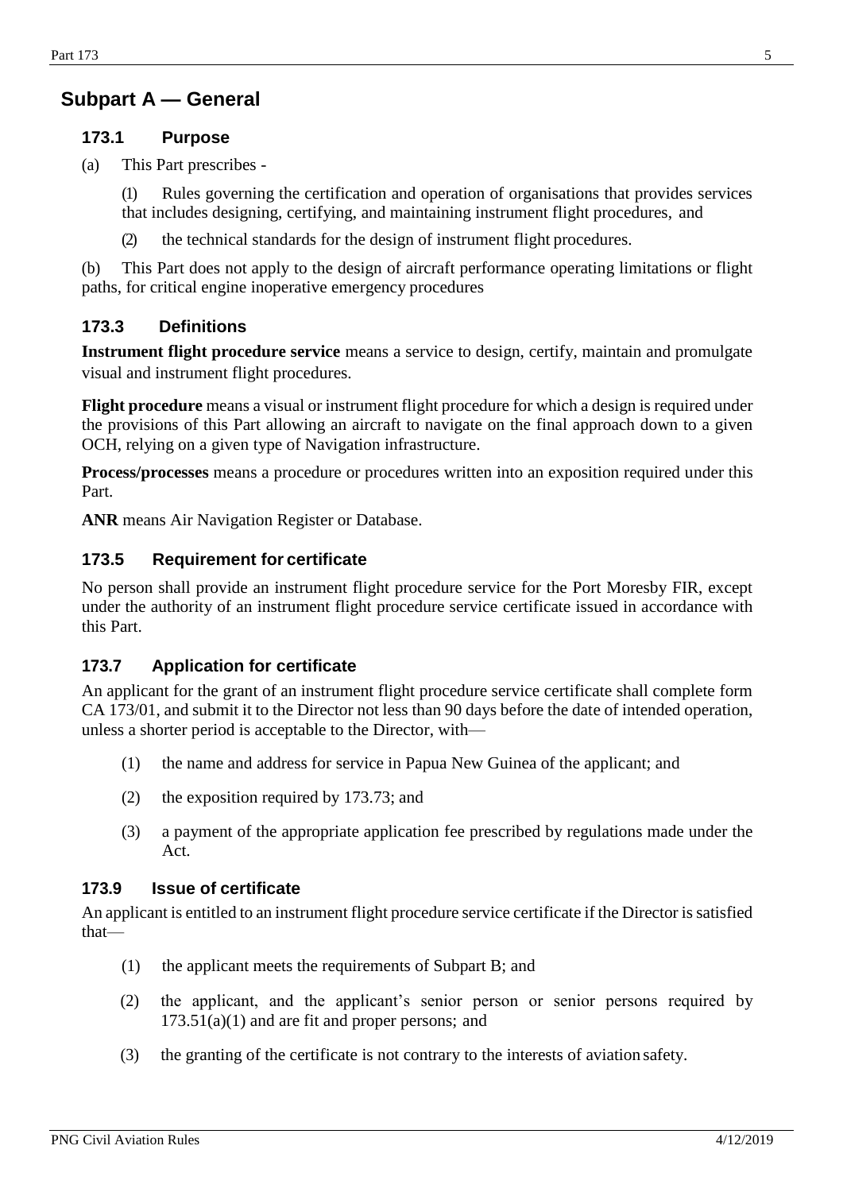## Subpart A — General

### 173.1 Purpose

(a) This Part prescribes -

(1) Rules governing the certification and operation of organisations that provides services that includes designing, certifying, and maintaining instrument flight procedures, and

(2) the technical standards for the design of instrument flight procedures.

(b) This Part does not apply to the design of aircraft performance operating limitations or flight paths, for critical engine inoperative emergency procedures

### 173.3 Definitions

**Instrument flight procedure service** means a service to design, certify, maintain and promulgate visual and instrument flight procedures.

**Flight procedure** means a visual or instrument flight procedure for which a design is required under the provisions of this Part allowing an aircraft to navigate on the final approach down to a given OCH, relying on a given type of Navigation infrastructure.

**Process/processes** means a procedure or procedures written into an exposition required under this Part.

**ANR** means Air Navigation Register or Database.

### 173.5 Requirement for certificate

No person shall provide an instrument flight procedure service for the Port Moresby FIR, except under the authority of an instrument flight procedure service certificate issued in accordance with this Part.

### 173.7 Application for certificate

An applicant for the grant of an instrument flight procedure service certificate shall complete form CA 173/01, and submit it to the Director not less than 90 days before the date of intended operation, unless a shorter period is acceptable to the Director, with—

(1) the name and address for service in Papua New Guinea of the applicant; and

(2) the exposition required by 173.73; and

(3) a payment of the appropriate application fee prescribed by regulations made under the Act.

### 173.9 Issue of certificate

An applicant is entitled to an instrument flight procedure service certificate if the Director is satisfied that—

(1) the applicant meets the requirements of Subpart B; and

(2) the applicant, and the applicant's senior person or senior persons required by 173.51(a)(1) and are fit and proper persons; and

(3) the granting of the certificate is not contrary to the interests of aviation safety.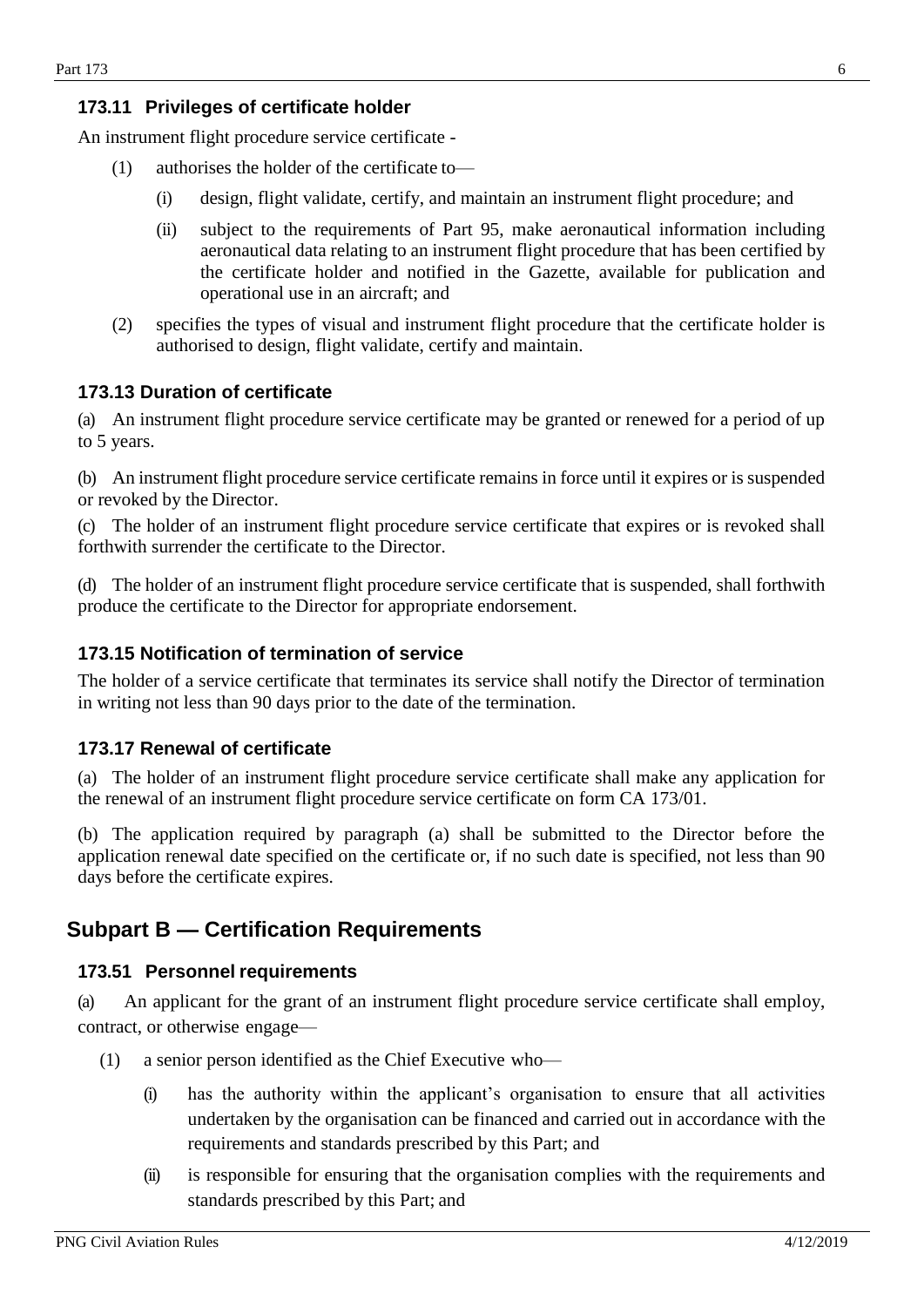### 173.11 Privileges of certificate holder

An instrument flight procedure service certificate -

(1) authorises the holder of the certificate to—

(i) design, flight validate, certify, and maintain an instrument flight procedure; and

(ii) subject to the requirements of Part 95, make aeronautical information including aeronautical data relating to an instrument flight procedure that has been certified by the certificate holder and notified in the Gazette, available for publication and operational use in an aircraft; and

(2) specifies the types of visual and instrument flight procedure that the certificate holder is authorised to design, flight validate, certify and maintain.

### 173.13 Duration of certificate

(a) An instrument flight procedure service certificate may be granted or renewed for a period of up to 5 years.

(b) An instrument flight procedure service certificate remains in force until it expires or is suspended or revoked by the Director.

(c) The holder of an instrument flight procedure service certificate that expires or is revoked shall forthwith surrender the certificate to the Director.

(d) The holder of an instrument flight procedure service certificate that is suspended, shall forthwith produce the certificate to the Director for appropriate endorsement.

### 173.15 Notification of termination of service

The holder of a service certificate that terminates its service shall notify the Director of termination in writing not less than 90 days prior to the date of the termination.

### 173.17 Renewal of certificate

(a) The holder of an instrument flight procedure service certificate shall make any application for the renewal of an instrument flight procedure service certificate on form CA 173/01.

(b) The application required by paragraph (a) shall be submitted to the Director before the application renewal date specified on the certificate or, if no such date is specified, not less than 90 days before the certificate expires.

## Subpart B — Certification Requirements

### 173.51 Personnel requirements

(a) An applicant for the grant of an instrument flight procedure service certificate shall employ, contract, or otherwise engage—

(1) a senior person identified as the Chief Executive who—

(i) has the authority within the applicant's organisation to ensure that all activities undertaken by the organisation can be financed and carried out in accordance with the requirements and standards prescribed by this Part; and

(ii) is responsible for ensuring that the organisation complies with the requirements and standards prescribed by this Part; and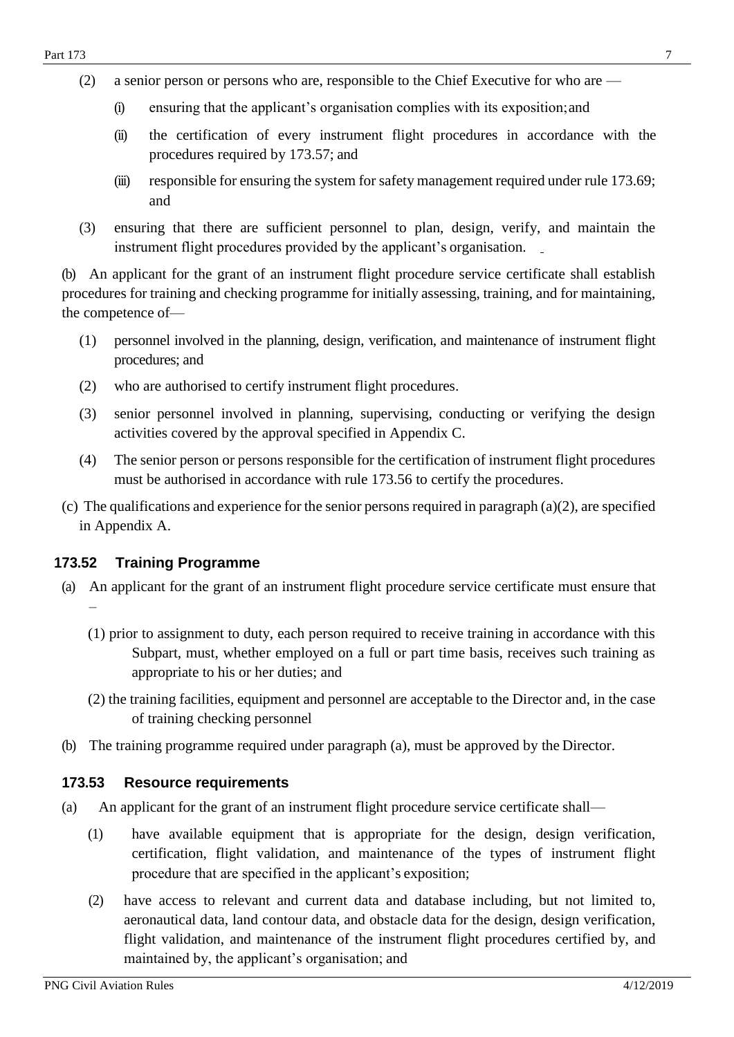(2) a senior person or persons who are, responsible to the Chief Executive for who are —

   (i) ensuring that the applicant's organisation complies with its exposition; and

   (ii) the certification of every instrument flight procedures in accordance with the procedures required by 173.57; and

   (iii) responsible for ensuring the system for safety management required under rule 173.69; and

(3) ensuring that there are sufficient personnel to plan, design, verify, and maintain the instrument flight procedures provided by the applicant's organisation.

(b) An applicant for the grant of an instrument flight procedure service certificate shall establish procedures for training and checking programme for initially assessing, training, and for maintaining, the competence of—

(1) personnel involved in the planning, design, verification, and maintenance of instrument flight procedures; and

(2) who are authorised to certify instrument flight procedures.

(3) senior personnel involved in planning, supervising, conducting or verifying the design activities covered by the approval specified in Appendix C.

(4) The senior person or persons responsible for the certification of instrument flight procedures must be authorised in accordance with rule 173.56 to certify the procedures.

(c) The qualifications and experience for the senior persons required in paragraph (a)(2), are specified in Appendix A.

### 173.52 Training Programme

(a) An applicant for the grant of an instrument flight procedure service certificate must ensure that –

(1) prior to assignment to duty, each person required to receive training in accordance with this Subpart, must, whether employed on a full or part time basis, receives such training as appropriate to his or her duties; and

(2) the training facilities, equipment and personnel are acceptable to the Director and, in the case of training checking personnel

(b) The training programme required under paragraph (a), must be approved by the Director.

### 173.53 Resource requirements

(a) An applicant for the grant of an instrument flight procedure service certificate shall—

(1) have available equipment that is appropriate for the design, design verification, certification, flight validation, and maintenance of the types of instrument flight procedure that are specified in the applicant's exposition;

(2) have access to relevant and current data and database including, but not limited to, aeronautical data, land contour data, and obstacle data for the design, design verification, flight validation, and maintenance of the instrument flight procedures certified by, and maintained by, the applicant's organisation; and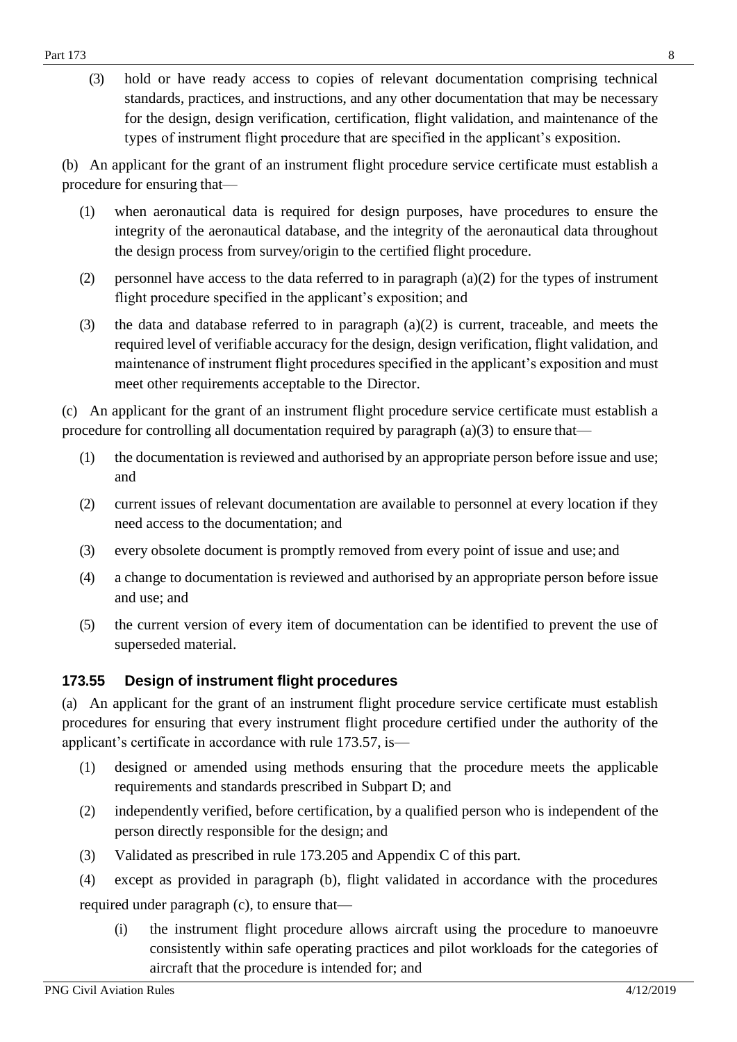(3) hold or have ready access to copies of relevant documentation comprising technical standards, practices, and instructions, and any other documentation that may be necessary for the design, design verification, certification, flight validation, and maintenance of the types of instrument flight procedure that are specified in the applicant's exposition.

(b) An applicant for the grant of an instrument flight procedure service certificate must establish a procedure for ensuring that—

(1) when aeronautical data is required for design purposes, have procedures to ensure the integrity of the aeronautical database, and the integrity of the aeronautical data throughout the design process from survey/origin to the certified flight procedure.

(2) personnel have access to the data referred to in paragraph (a)(2) for the types of instrument flight procedure specified in the applicant's exposition; and

(3) the data and database referred to in paragraph (a)(2) is current, traceable, and meets the required level of verifiable accuracy for the design, design verification, flight validation, and maintenance of instrument flight procedures specified in the applicant's exposition and must meet other requirements acceptable to the Director.

(c) An applicant for the grant of an instrument flight procedure service certificate must establish a procedure for controlling all documentation required by paragraph (a)(3) to ensure that—

(1) the documentation is reviewed and authorised by an appropriate person before issue and use; and

(2) current issues of relevant documentation are available to personnel at every location if they need access to the documentation; and

(3) every obsolete document is promptly removed from every point of issue and use; and

(4) a change to documentation is reviewed and authorised by an appropriate person before issue and use; and

(5) the current version of every item of documentation can be identified to prevent the use of superseded material.

### 173.55 Design of instrument flight procedures

(a) An applicant for the grant of an instrument flight procedure service certificate must establish procedures for ensuring that every instrument flight procedure certified under the authority of the applicant's certificate in accordance with rule 173.57, is—

(1) designed or amended using methods ensuring that the procedure meets the applicable requirements and standards prescribed in Subpart D; and

(2) independently verified, before certification, by a qualified person who is independent of the person directly responsible for the design; and

(3) Validated as prescribed in rule 173.205 and Appendix C of this part.

(4) except as provided in paragraph (b), flight validated in accordance with the procedures required under paragraph (c), to ensure that—

(i) the instrument flight procedure allows aircraft using the procedure to manoeuvre consistently within safe operating practices and pilot workloads for the categories of aircraft that the procedure is intended for; and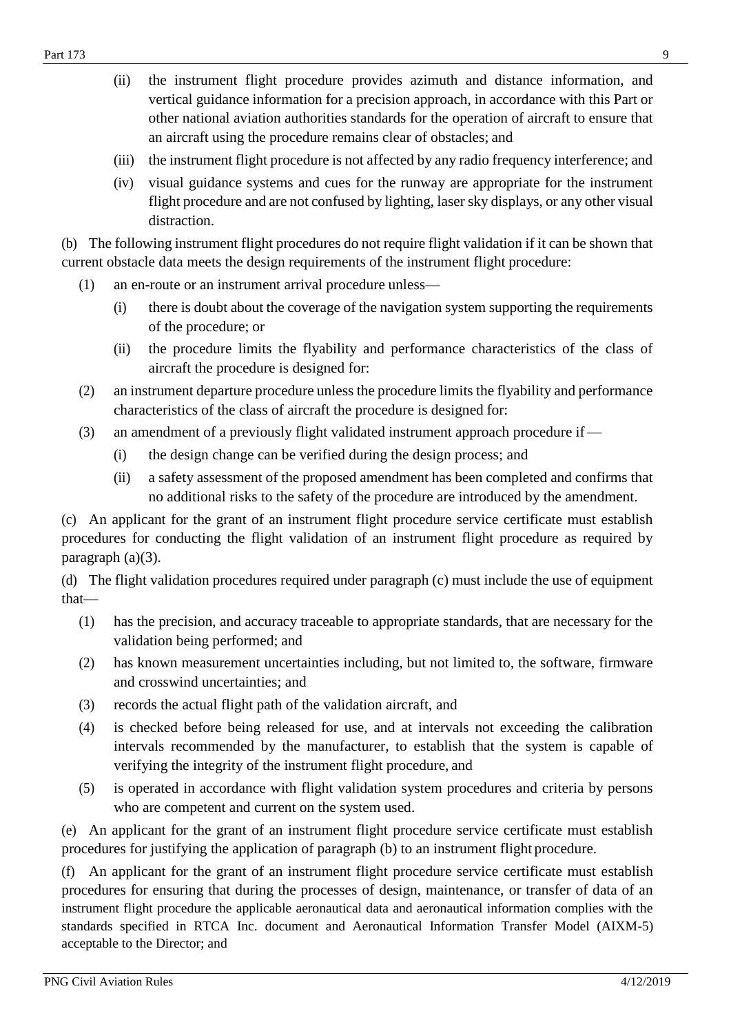(ii) the instrument flight procedure provides azimuth and distance information, and vertical guidance information for a precision approach, in accordance with this Part or other national aviation authorities standards for the operation of aircraft to ensure that an aircraft using the procedure remains clear of obstacles; and

(iii) the instrument flight procedure is not affected by any radio frequency interference; and

(iv) visual guidance systems and cues for the runway are appropriate for the instrument flight procedure and are not confused by lighting, laser sky displays, or any other visual distraction.

(b) The following instrument flight procedures do not require flight validation if it can be shown that current obstacle data meets the design requirements of the instrument flight procedure:

(1) an en-route or an instrument arrival procedure unless—

(i) there is doubt about the coverage of the navigation system supporting the requirements of the procedure; or

(ii) the procedure limits the flyability and performance characteristics of the class of aircraft the procedure is designed for:

(2) an instrument departure procedure unless the procedure limits the flyability and performance characteristics of the class of aircraft the procedure is designed for:

(3) an amendment of a previously flight validated instrument approach procedure if —

(i) the design change can be verified during the design process; and

(ii) a safety assessment of the proposed amendment has been completed and confirms that no additional risks to the safety of the procedure are introduced by the amendment.

(c) An applicant for the grant of an instrument flight procedure service certificate must establish procedures for conducting the flight validation of an instrument flight procedure as required by paragraph (a)(3).

(d) The flight validation procedures required under paragraph (c) must include the use of equipment that—

(1) has the precision, and accuracy traceable to appropriate standards, that are necessary for the validation being performed; and

(2) has known measurement uncertainties including, but not limited to, the software, firmware and crosswind uncertainties; and

(3) records the actual flight path of the validation aircraft, and

(4) is checked before being released for use, and at intervals not exceeding the calibration intervals recommended by the manufacturer, to establish that the system is capable of verifying the integrity of the instrument flight procedure, and

(5) is operated in accordance with flight validation system procedures and criteria by persons who are competent and current on the system used.

(e) An applicant for the grant of an instrument flight procedure service certificate must establish procedures for justifying the application of paragraph (b) to an instrument flight procedure.

(f) An applicant for the grant of an instrument flight procedure service certificate must establish procedures for ensuring that during the processes of design, maintenance, or transfer of data of an instrument flight procedure the applicable aeronautical data and aeronautical information complies with the standards specified in RTCA Inc. document and Aeronautical Information Transfer Model (AIXM-5) acceptable to the Director; and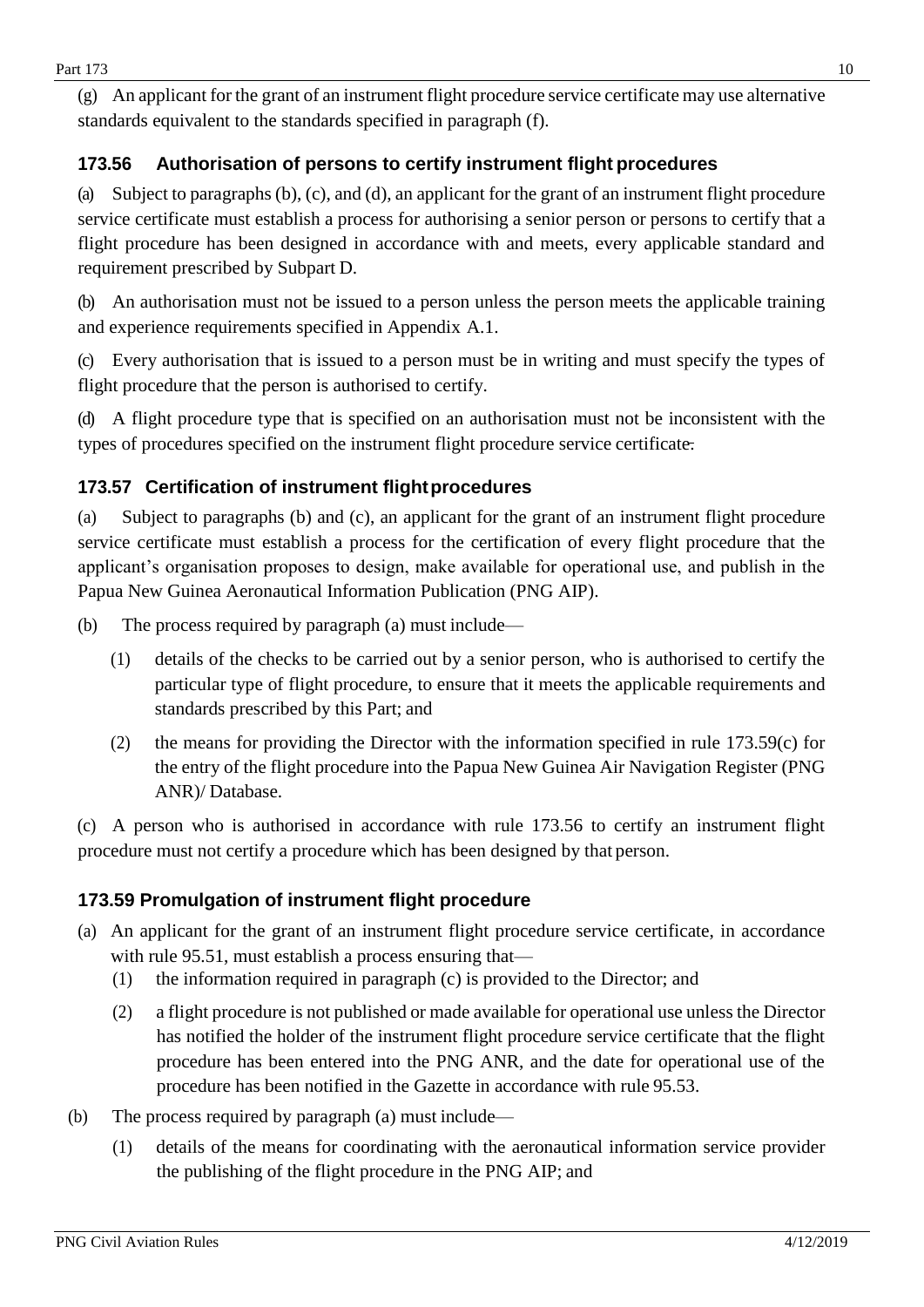(g) An applicant for the grant of an instrument flight procedure service certificate may use alternative standards equivalent to the standards specified in paragraph (f).

### 173.56 Authorisation of persons to certify instrument flight procedures

(a) Subject to paragraphs (b), (c), and (d), an applicant for the grant of an instrument flight procedure service certificate must establish a process for authorising a senior person or persons to certify that a flight procedure has been designed in accordance with and meets, every applicable standard and requirement prescribed by Subpart D.

(b) An authorisation must not be issued to a person unless the person meets the applicable training and experience requirements specified in Appendix A.1.

(c) Every authorisation that is issued to a person must be in writing and must specify the types of flight procedure that the person is authorised to certify.

(d) A flight procedure type that is specified on an authorisation must not be inconsistent with the types of procedures specified on the instrument flight procedure service certificate.

### 173.57 Certification of instrument flight procedures

(a) Subject to paragraphs (b) and (c), an applicant for the grant of an instrument flight procedure service certificate must establish a process for the certification of every flight procedure that the applicant's organisation proposes to design, make available for operational use, and publish in the Papua New Guinea Aeronautical Information Publication (PNG AIP).

(b) The process required by paragraph (a) must include—

(1) details of the checks to be carried out by a senior person, who is authorised to certify the particular type of flight procedure, to ensure that it meets the applicable requirements and standards prescribed by this Part; and

(2) the means for providing the Director with the information specified in rule 173.59(c) for the entry of the flight procedure into the Papua New Guinea Air Navigation Register (PNG ANR)/ Database.

(c) A person who is authorised in accordance with rule 173.56 to certify an instrument flight procedure must not certify a procedure which has been designed by that person.

### 173.59 Promulgation of instrument flight procedure

(a) An applicant for the grant of an instrument flight procedure service certificate, in accordance with rule 95.51, must establish a process ensuring that—

(1) the information required in paragraph (c) is provided to the Director; and

(2) a flight procedure is not published or made available for operational use unless the Director has notified the holder of the instrument flight procedure service certificate that the flight procedure has been entered into the PNG ANR, and the date for operational use of the procedure has been notified in the Gazette in accordance with rule 95.53.

(b) The process required by paragraph (a) must include—

(1) details of the means for coordinating with the aeronautical information service provider the publishing of the flight procedure in the PNG AIP; and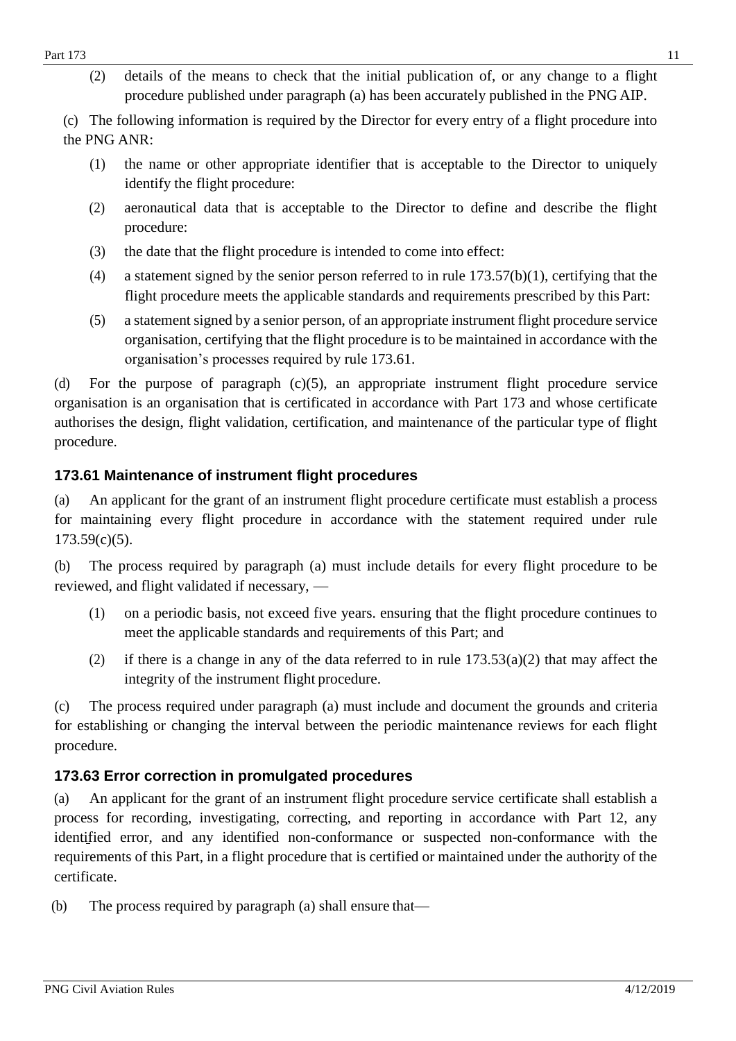(2) details of the means to check that the initial publication of, or any change to a flight procedure published under paragraph (a) has been accurately published in the PNG AIP.

(c) The following information is required by the Director for every entry of a flight procedure into the PNG ANR:

(1) the name or other appropriate identifier that is acceptable to the Director to uniquely identify the flight procedure:

(2) aeronautical data that is acceptable to the Director to define and describe the flight procedure:

(3) the date that the flight procedure is intended to come into effect:

(4) a statement signed by the senior person referred to in rule 173.57(b)(1), certifying that the flight procedure meets the applicable standards and requirements prescribed by this Part:

(5) a statement signed by a senior person, of an appropriate instrument flight procedure service organisation, certifying that the flight procedure is to be maintained in accordance with the organisation's processes required by rule 173.61.

(d) For the purpose of paragraph (c)(5), an appropriate instrument flight procedure service organisation is an organisation that is certificated in accordance with Part 173 and whose certificate authorises the design, flight validation, certification, and maintenance of the particular type of flight procedure.

### 173.61 Maintenance of instrument flight procedures

(a) An applicant for the grant of an instrument flight procedure certificate must establish a process for maintaining every flight procedure in accordance with the statement required under rule 173.59(c)(5).

(b) The process required by paragraph (a) must include details for every flight procedure to be reviewed, and flight validated if necessary, —

(1) on a periodic basis, not exceed five years. ensuring that the flight procedure continues to meet the applicable standards and requirements of this Part; and

(2) if there is a change in any of the data referred to in rule 173.53(a)(2) that may affect the integrity of the instrument flight procedure.

(c) The process required under paragraph (a) must include and document the grounds and criteria for establishing or changing the interval between the periodic maintenance reviews for each flight procedure.

### 173.63 Error correction in promulgated procedures

(a) An applicant for the grant of an instrument flight procedure service certificate shall establish a process for recording, investigating, correcting, and reporting in accordance with Part 12, any identified error, and any identified non-conformance or suspected non-conformance with the requirements of this Part, in a flight procedure that is certified or maintained under the authority of the certificate.

(b) The process required by paragraph (a) shall ensure that—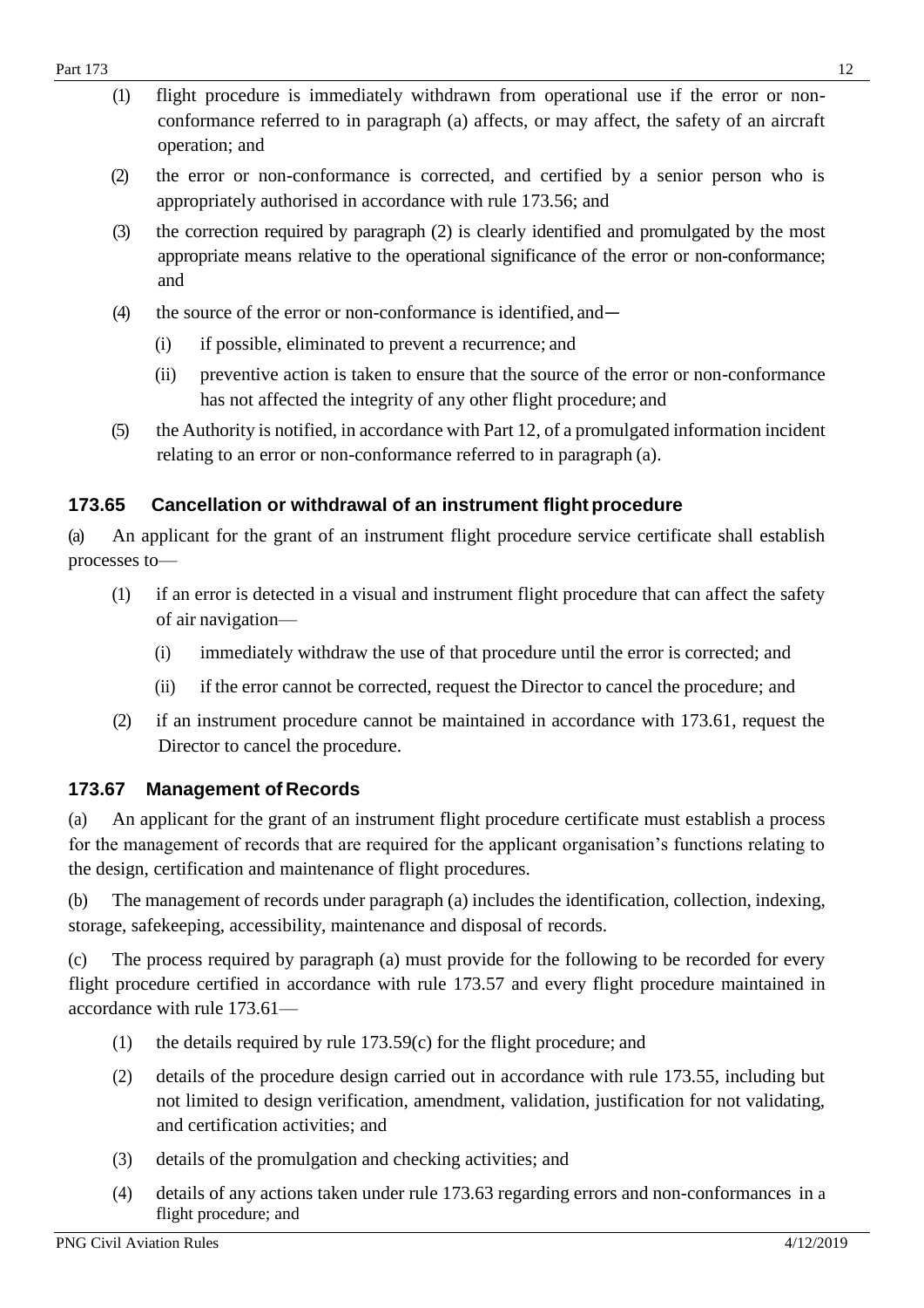(1) flight procedure is immediately withdrawn from operational use if the error or non-conformance referred to in paragraph (a) affects, or may affect, the safety of an aircraft operation; and

(2) the error or non-conformance is corrected, and certified by a senior person who is appropriately authorised in accordance with rule 173.56; and

(3) the correction required by paragraph (2) is clearly identified and promulgated by the most appropriate means relative to the operational significance of the error or non-conformance; and

(4) the source of the error or non-conformance is identified, and—

(i) if possible, eliminated to prevent a recurrence; and

(ii) preventive action is taken to ensure that the source of the error or non-conformance has not affected the integrity of any other flight procedure; and

(5) the Authority is notified, in accordance with Part 12, of a promulgated information incident relating to an error or non-conformance referred to in paragraph (a).

### 173.65 Cancellation or withdrawal of an instrument flight procedure

(a) An applicant for the grant of an instrument flight procedure service certificate shall establish processes to—

(1) if an error is detected in a visual and instrument flight procedure that can affect the safety of air navigation—

(i) immediately withdraw the use of that procedure until the error is corrected; and

(ii) if the error cannot be corrected, request the Director to cancel the procedure; and

(2) if an instrument procedure cannot be maintained in accordance with 173.61, request the Director to cancel the procedure.

### 173.67 Management of Records

(a) An applicant for the grant of an instrument flight procedure certificate must establish a process for the management of records that are required for the applicant organisation's functions relating to the design, certification and maintenance of flight procedures.

(b) The management of records under paragraph (a) includes the identification, collection, indexing, storage, safekeeping, accessibility, maintenance and disposal of records.

(c) The process required by paragraph (a) must provide for the following to be recorded for every flight procedure certified in accordance with rule 173.57 and every flight procedure maintained in accordance with rule 173.61—

(1) the details required by rule 173.59(c) for the flight procedure; and

(2) details of the procedure design carried out in accordance with rule 173.55, including but not limited to design verification, amendment, validation, justification for not validating, and certification activities; and

(3) details of the promulgation and checking activities; and

(4) details of any actions taken under rule 173.63 regarding errors and non-conformances in a flight procedure; and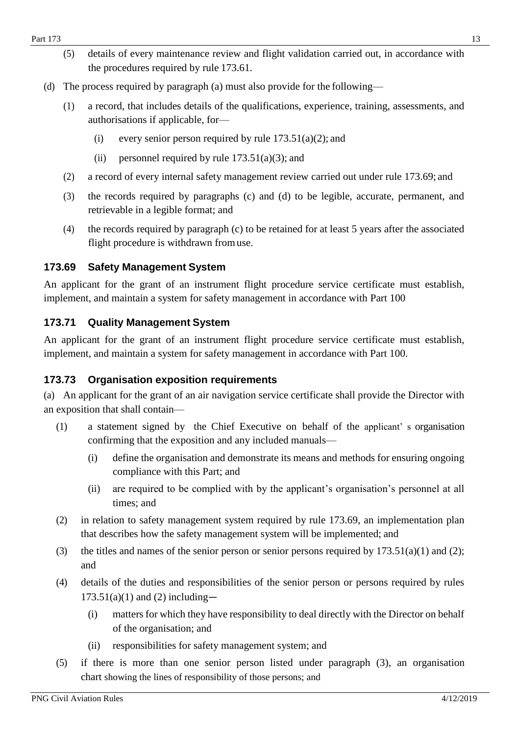(5) details of every maintenance review and flight validation carried out, in accordance with the procedures required by rule 173.61.

(d) The process required by paragraph (a) must also provide for the following—

(1) a record, that includes details of the qualifications, experience, training, assessments, and authorisations if applicable, for—

(i) every senior person required by rule 173.51(a)(2); and

(ii) personnel required by rule 173.51(a)(3); and

(2) a record of every internal safety management review carried out under rule 173.69; and

(3) the records required by paragraphs (c) and (d) to be legible, accurate, permanent, and retrievable in a legible format; and

(4) the records required by paragraph (c) to be retained for at least 5 years after the associated flight procedure is withdrawn from use.

### 173.69 Safety Management System

An applicant for the grant of an instrument flight procedure service certificate must establish, implement, and maintain a system for safety management in accordance with Part 100

### 173.71 Quality Management System

An applicant for the grant of an instrument flight procedure service certificate must establish, implement, and maintain a system for safety management in accordance with Part 100.

### 173.73 Organisation exposition requirements

(a) An applicant for the grant of an air navigation service certificate shall provide the Director with an exposition that shall contain—

(1) a statement signed by the Chief Executive on behalf of the applicant' s organisation confirming that the exposition and any included manuals—

(i) define the organisation and demonstrate its means and methods for ensuring ongoing compliance with this Part; and

(ii) are required to be complied with by the applicant's organisation's personnel at all times; and

(2) in relation to safety management system required by rule 173.69, an implementation plan that describes how the safety management system will be implemented; and

(3) the titles and names of the senior person or senior persons required by 173.51(a)(1) and (2); and

(4) details of the duties and responsibilities of the senior person or persons required by rules 173.51(a)(1) and (2) including—

(i) matters for which they have responsibility to deal directly with the Director on behalf of the organisation; and

(ii) responsibilities for safety management system; and

(5) if there is more than one senior person listed under paragraph (3), an organisation chart showing the lines of responsibility of those persons; and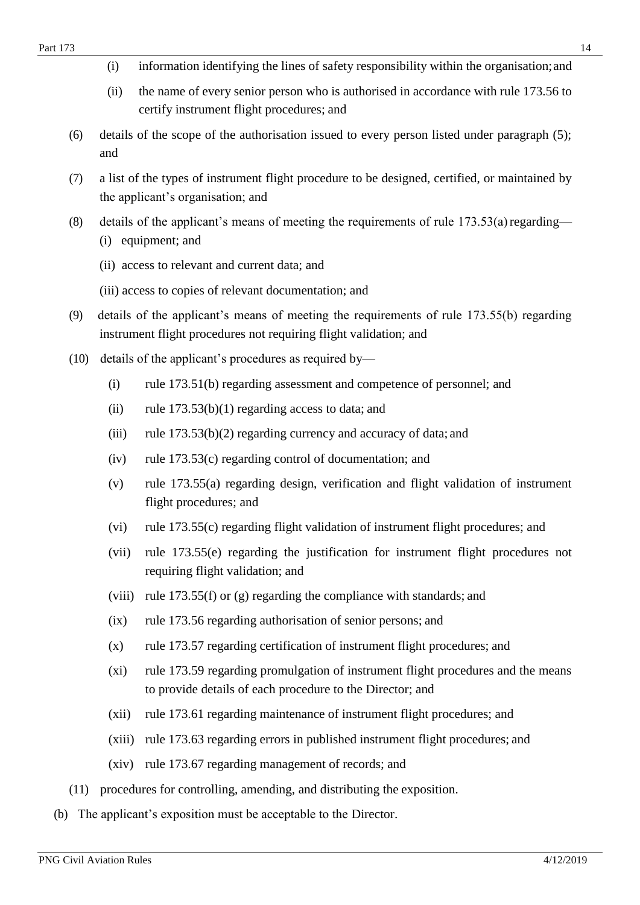(i) information identifying the lines of safety responsibility within the organisation; and

(ii) the name of every senior person who is authorised in accordance with rule 173.56 to certify instrument flight procedures; and

(6) details of the scope of the authorisation issued to every person listed under paragraph (5); and

(7) a list of the types of instrument flight procedure to be designed, certified, or maintained by the applicant's organisation; and

(8) details of the applicant's means of meeting the requirements of rule 173.53(a) regarding—

(i) equipment; and

(ii) access to relevant and current data; and

(iii) access to copies of relevant documentation; and

(9) details of the applicant's means of meeting the requirements of rule 173.55(b) regarding instrument flight procedures not requiring flight validation; and

(10) details of the applicant's procedures as required by—

(i) rule 173.51(b) regarding assessment and competence of personnel; and

(ii) rule 173.53(b)(1) regarding access to data; and

(iii) rule 173.53(b)(2) regarding currency and accuracy of data; and

(iv) rule 173.53(c) regarding control of documentation; and

(v) rule 173.55(a) regarding design, verification and flight validation of instrument flight procedures; and

(vi) rule 173.55(c) regarding flight validation of instrument flight procedures; and

(vii) rule 173.55(e) regarding the justification for instrument flight procedures not requiring flight validation; and

(viii) rule 173.55(f) or (g) regarding the compliance with standards; and

(ix) rule 173.56 regarding authorisation of senior persons; and

(x) rule 173.57 regarding certification of instrument flight procedures; and

(xi) rule 173.59 regarding promulgation of instrument flight procedures and the means to provide details of each procedure to the Director; and

(xii) rule 173.61 regarding maintenance of instrument flight procedures; and

(xiii) rule 173.63 regarding errors in published instrument flight procedures; and

(xiv) rule 173.67 regarding management of records; and

(11) procedures for controlling, amending, and distributing the exposition.

(b) The applicant's exposition must be acceptable to the Director.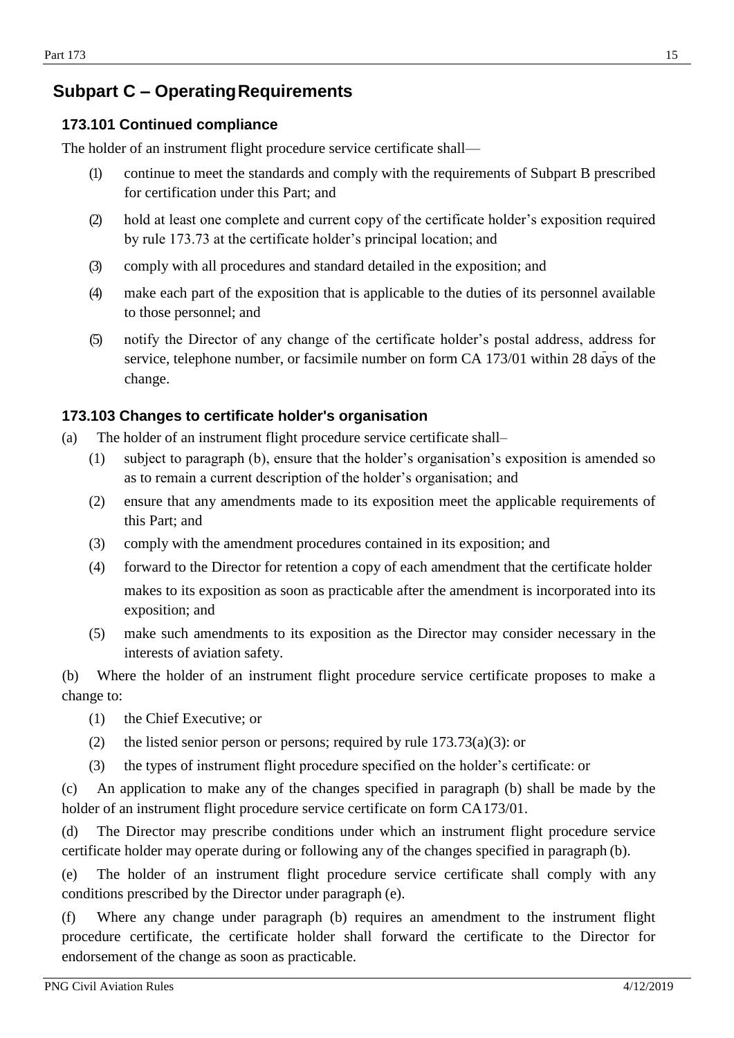## Subpart C – Operating Requirements

### 173.101 Continued compliance

The holder of an instrument flight procedure service certificate shall—

(1) continue to meet the standards and comply with the requirements of Subpart B prescribed for certification under this Part; and

(2) hold at least one complete and current copy of the certificate holder's exposition required by rule 173.73 at the certificate holder's principal location; and

(3) comply with all procedures and standard detailed in the exposition; and

(4) make each part of the exposition that is applicable to the duties of its personnel available to those personnel; and

(5) notify the Director of any change of the certificate holder's postal address, address for service, telephone number, or facsimile number on form CA 173/01 within 28 days of the change.

### 173.103 Changes to certificate holder's organisation

(a) The holder of an instrument flight procedure service certificate shall–

(1) subject to paragraph (b), ensure that the holder's organisation's exposition is amended so as to remain a current description of the holder's organisation; and

(2) ensure that any amendments made to its exposition meet the applicable requirements of this Part; and

(3) comply with the amendment procedures contained in its exposition; and

(4) forward to the Director for retention a copy of each amendment that the certificate holder makes to its exposition as soon as practicable after the amendment is incorporated into its exposition; and

(5) make such amendments to its exposition as the Director may consider necessary in the interests of aviation safety.

(b) Where the holder of an instrument flight procedure service certificate proposes to make a change to:

(1) the Chief Executive; or

(2) the listed senior person or persons; required by rule 173.73(a)(3): or

(3) the types of instrument flight procedure specified on the holder's certificate: or

(c) An application to make any of the changes specified in paragraph (b) shall be made by the holder of an instrument flight procedure service certificate on form CA173/01.

(d) The Director may prescribe conditions under which an instrument flight procedure service certificate holder may operate during or following any of the changes specified in paragraph (b).

(e) The holder of an instrument flight procedure service certificate shall comply with any conditions prescribed by the Director under paragraph (e).

(f) Where any change under paragraph (b) requires an amendment to the instrument flight procedure certificate, the certificate holder shall forward the certificate to the Director for endorsement of the change as soon as practicable.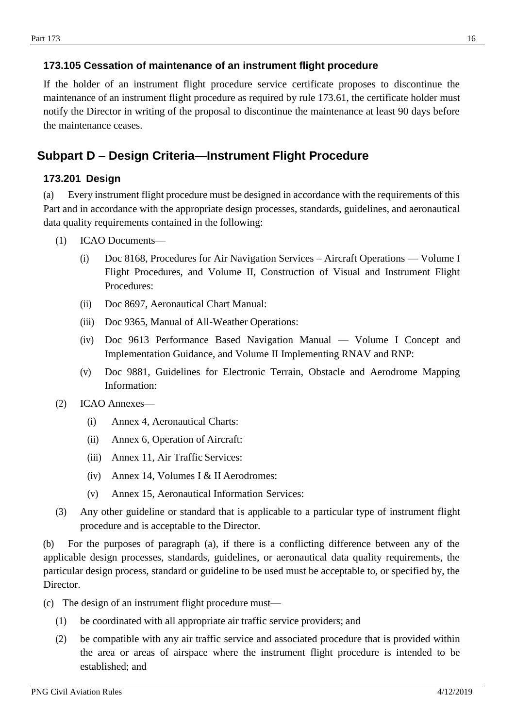### 173.105 Cessation of maintenance of an instrument flight procedure

If the holder of an instrument flight procedure service certificate proposes to discontinue the maintenance of an instrument flight procedure as required by rule 173.61, the certificate holder must notify the Director in writing of the proposal to discontinue the maintenance at least 90 days before the maintenance ceases.

## Subpart D – Design Criteria—Instrument Flight Procedure

### 173.201 Design

(a) Every instrument flight procedure must be designed in accordance with the requirements of this Part and in accordance with the appropriate design processes, standards, guidelines, and aeronautical data quality requirements contained in the following:

- (1) ICAO Documents—
  - (i) Doc 8168, Procedures for Air Navigation Services – Aircraft Operations — Volume I Flight Procedures, and Volume II, Construction of Visual and Instrument Flight Procedures:
  - (ii) Doc 8697, Aeronautical Chart Manual:
  - (iii) Doc 9365, Manual of All-Weather Operations:
  - (iv) Doc 9613 Performance Based Navigation Manual — Volume I Concept and Implementation Guidance, and Volume II Implementing RNAV and RNP:
  - (v) Doc 9881, Guidelines for Electronic Terrain, Obstacle and Aerodrome Mapping Information:
- (2) ICAO Annexes—
  - (i) Annex 4, Aeronautical Charts:
  - (ii) Annex 6, Operation of Aircraft:
  - (iii) Annex 11, Air Traffic Services:
  - (iv) Annex 14, Volumes I & II Aerodromes:
  - (v) Annex 15, Aeronautical Information Services:
- (3) Any other guideline or standard that is applicable to a particular type of instrument flight procedure and is acceptable to the Director.

(b) For the purposes of paragraph (a), if there is a conflicting difference between any of the applicable design processes, standards, guidelines, or aeronautical data quality requirements, the particular design process, standard or guideline to be used must be acceptable to, or specified by, the Director.

(c) The design of an instrument flight procedure must—

- (1) be coordinated with all appropriate air traffic service providers; and
- (2) be compatible with any air traffic service and associated procedure that is provided within the area or areas of airspace where the instrument flight procedure is intended to be established; and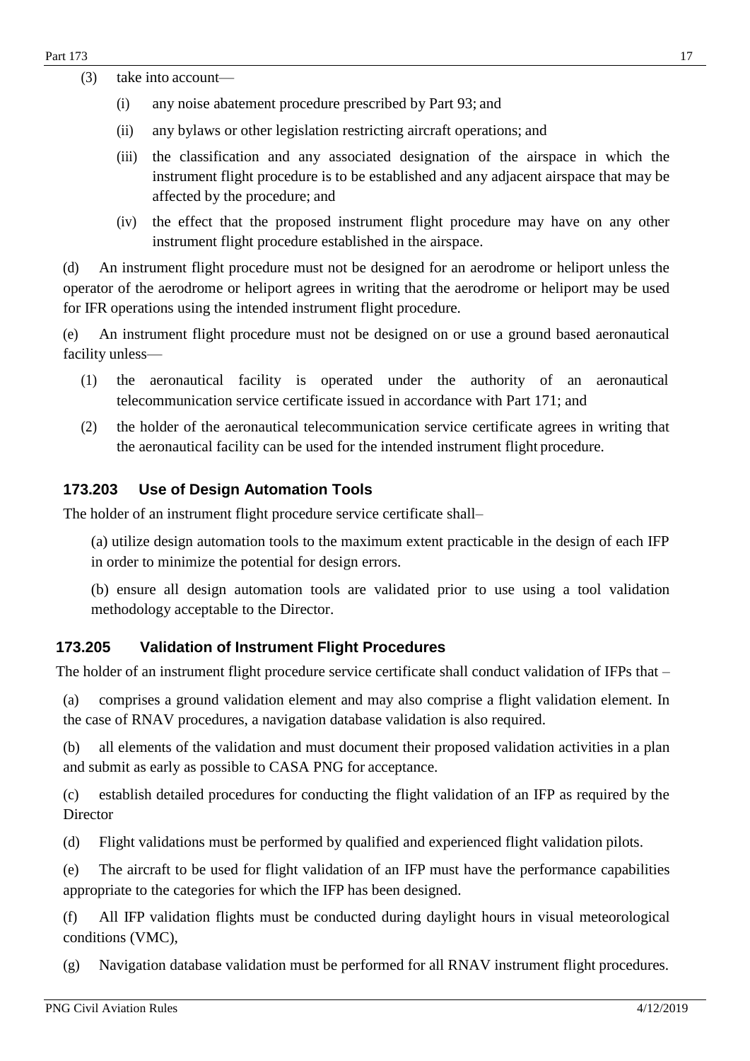(3) take into account—

   (i) any noise abatement procedure prescribed by Part 93; and

   (ii) any bylaws or other legislation restricting aircraft operations; and

   (iii) the classification and any associated designation of the airspace in which the instrument flight procedure is to be established and any adjacent airspace that may be affected by the procedure; and

   (iv) the effect that the proposed instrument flight procedure may have on any other instrument flight procedure established in the airspace.

(d) An instrument flight procedure must not be designed for an aerodrome or heliport unless the operator of the aerodrome or heliport agrees in writing that the aerodrome or heliport may be used for IFR operations using the intended instrument flight procedure.

(e) An instrument flight procedure must not be designed on or use a ground based aeronautical facility unless—

(1) the aeronautical facility is operated under the authority of an aeronautical telecommunication service certificate issued in accordance with Part 171; and

(2) the holder of the aeronautical telecommunication service certificate agrees in writing that the aeronautical facility can be used for the intended instrument flight procedure.

### 173.203 Use of Design Automation Tools

The holder of an instrument flight procedure service certificate shall–

(a) utilize design automation tools to the maximum extent practicable in the design of each IFP in order to minimize the potential for design errors.

(b) ensure all design automation tools are validated prior to use using a tool validation methodology acceptable to the Director.

### 173.205 Validation of Instrument Flight Procedures

The holder of an instrument flight procedure service certificate shall conduct validation of IFPs that –

(a) comprises a ground validation element and may also comprise a flight validation element. In the case of RNAV procedures, a navigation database validation is also required.

(b) all elements of the validation and must document their proposed validation activities in a plan and submit as early as possible to CASA PNG for acceptance.

(c) establish detailed procedures for conducting the flight validation of an IFP as required by the Director

(d) Flight validations must be performed by qualified and experienced flight validation pilots.

(e) The aircraft to be used for flight validation of an IFP must have the performance capabilities appropriate to the categories for which the IFP has been designed.

(f) All IFP validation flights must be conducted during daylight hours in visual meteorological conditions (VMC),

(g) Navigation database validation must be performed for all RNAV instrument flight procedures.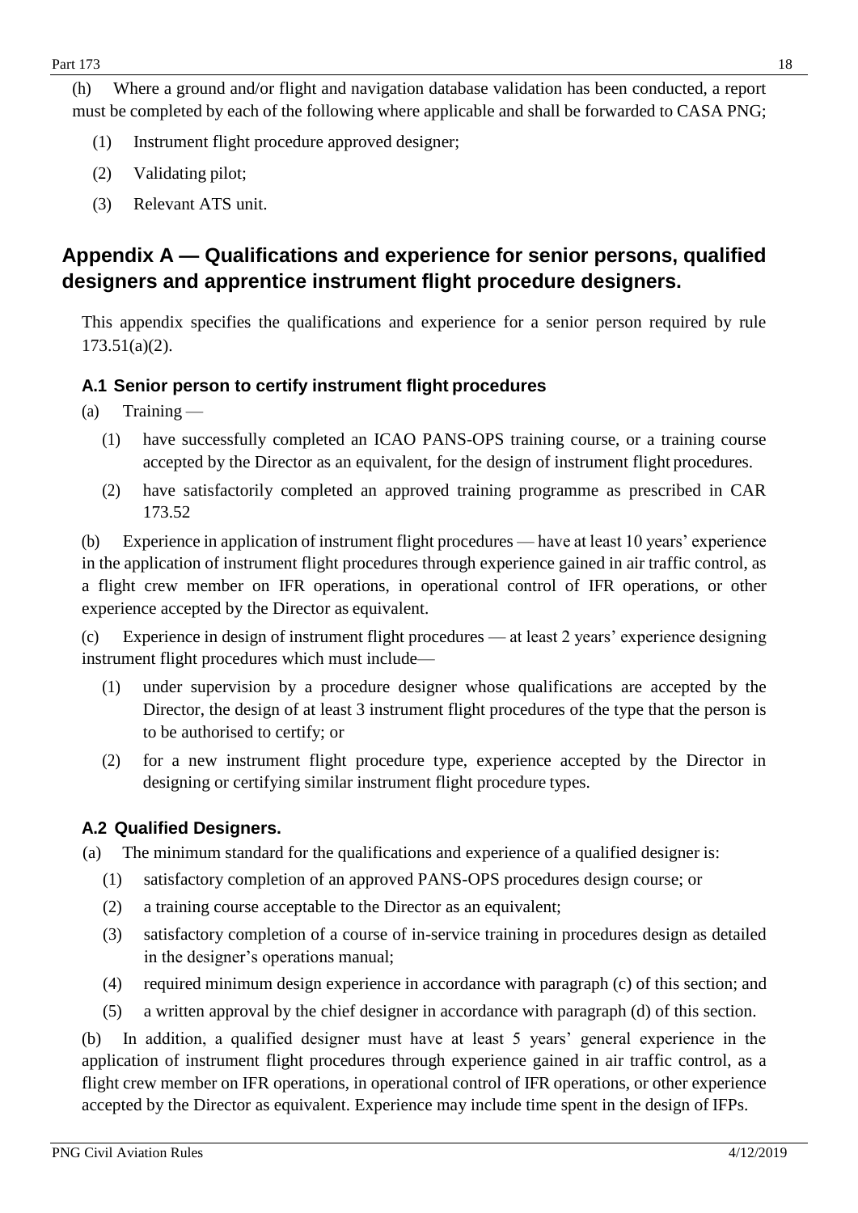(h) Where a ground and/or flight and navigation database validation has been conducted, a report must be completed by each of the following where applicable and shall be forwarded to CASA PNG;

(1) Instrument flight procedure approved designer;

(2) Validating pilot;

(3) Relevant ATS unit.

## Appendix A — Qualifications and experience for senior persons, qualified designers and apprentice instrument flight procedure designers.

This appendix specifies the qualifications and experience for a senior person required by rule 173.51(a)(2).

### A.1 Senior person to certify instrument flight procedures

(a) Training —

(1) have successfully completed an ICAO PANS-OPS training course, or a training course accepted by the Director as an equivalent, for the design of instrument flight procedures.

(2) have satisfactorily completed an approved training programme as prescribed in CAR 173.52

(b) Experience in application of instrument flight procedures — have at least 10 years' experience in the application of instrument flight procedures through experience gained in air traffic control, as a flight crew member on IFR operations, in operational control of IFR operations, or other experience accepted by the Director as equivalent.

(c) Experience in design of instrument flight procedures — at least 2 years' experience designing instrument flight procedures which must include—

(1) under supervision by a procedure designer whose qualifications are accepted by the Director, the design of at least 3 instrument flight procedures of the type that the person is to be authorised to certify; or

(2) for a new instrument flight procedure type, experience accepted by the Director in designing or certifying similar instrument flight procedure types.

### A.2 Qualified Designers.

(a) The minimum standard for the qualifications and experience of a qualified designer is:

(1) satisfactory completion of an approved PANS-OPS procedures design course; or

(2) a training course acceptable to the Director as an equivalent;

(3) satisfactory completion of a course of in-service training in procedures design as detailed in the designer's operations manual;

(4) required minimum design experience in accordance with paragraph (c) of this section; and

(5) a written approval by the chief designer in accordance with paragraph (d) of this section.

(b) In addition, a qualified designer must have at least 5 years' general experience in the application of instrument flight procedures through experience gained in air traffic control, as a flight crew member on IFR operations, in operational control of IFR operations, or other experience accepted by the Director as equivalent. Experience may include time spent in the design of IFPs.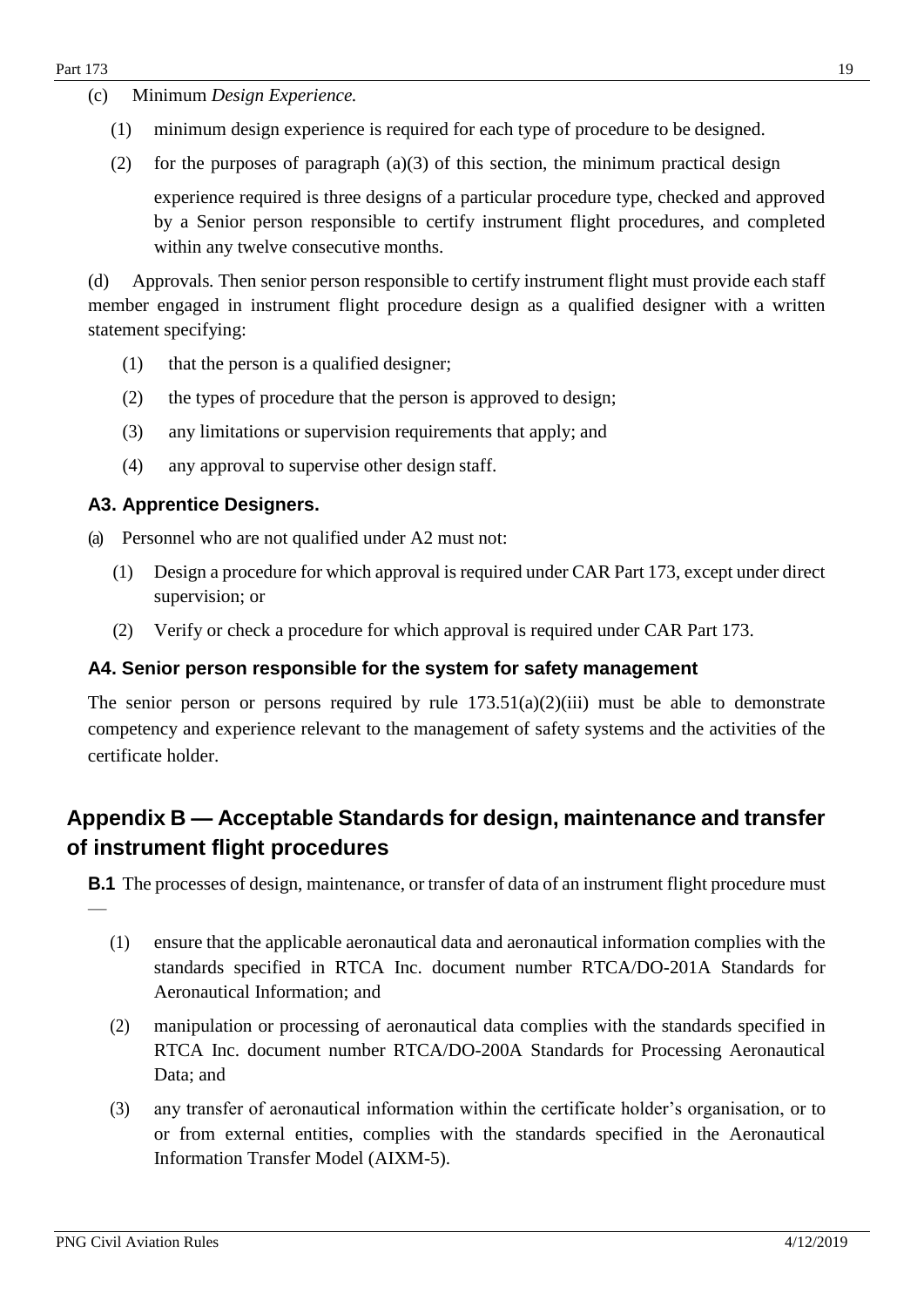(c) Minimum *Design Experience.*

(1) minimum design experience is required for each type of procedure to be designed.

(2) for the purposes of paragraph (a)(3) of this section, the minimum practical design experience required is three designs of a particular procedure type, checked and approved by a Senior person responsible to certify instrument flight procedures, and completed within any twelve consecutive months.

(d) Approvals. Then senior person responsible to certify instrument flight must provide each staff member engaged in instrument flight procedure design as a qualified designer with a written statement specifying:

(1) that the person is a qualified designer;

(2) the types of procedure that the person is approved to design;

(3) any limitations or supervision requirements that apply; and

(4) any approval to supervise other design staff.

### A3. Apprentice Designers.

(a) Personnel who are not qualified under A2 must not:

(1) Design a procedure for which approval is required under CAR Part 173, except under direct supervision; or

(2) Verify or check a procedure for which approval is required under CAR Part 173.

### A4. Senior person responsible for the system for safety management

The senior person or persons required by rule 173.51(a)(2)(iii) must be able to demonstrate competency and experience relevant to the management of safety systems and the activities of the certificate holder.

## Appendix B — Acceptable Standards for design, maintenance and transfer of instrument flight procedures

**B.1** The processes of design, maintenance, or transfer of data of an instrument flight procedure must —

(1) ensure that the applicable aeronautical data and aeronautical information complies with the standards specified in RTCA Inc. document number RTCA/DO-201A Standards for Aeronautical Information; and

(2) manipulation or processing of aeronautical data complies with the standards specified in RTCA Inc. document number RTCA/DO-200A Standards for Processing Aeronautical Data; and

(3) any transfer of aeronautical information within the certificate holder's organisation, or to or from external entities, complies with the standards specified in the Aeronautical Information Transfer Model (AIXM-5).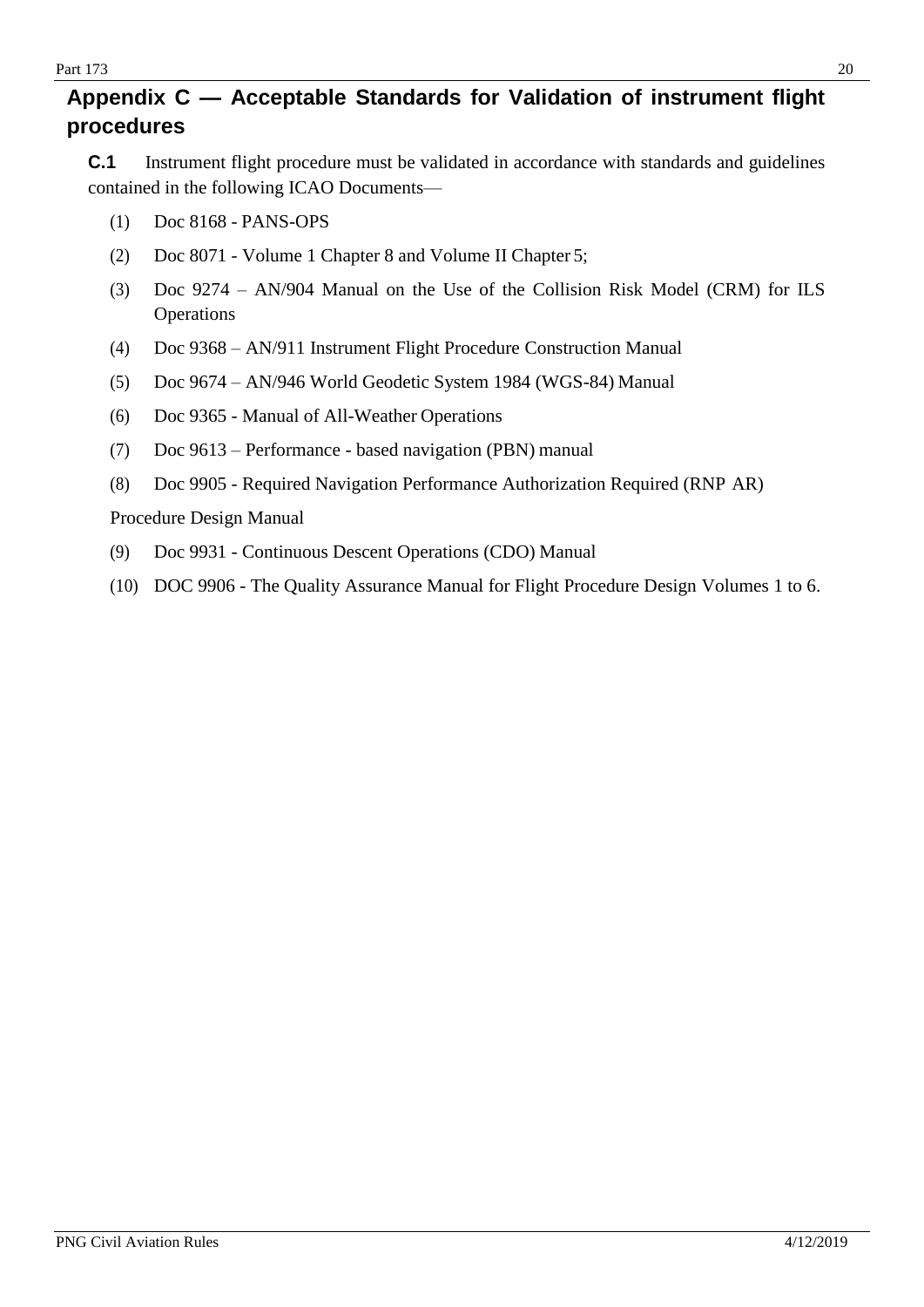# Appendix C — Acceptable Standards for Validation of instrument flight procedures

**C.1** Instrument flight procedure must be validated in accordance with standards and guidelines contained in the following ICAO Documents—

(1) Doc 8168 - PANS-OPS

(2) Doc 8071 - Volume 1 Chapter 8 and Volume II Chapter 5;

(3) Doc 9274 – AN/904 Manual on the Use of the Collision Risk Model (CRM) for ILS Operations

(4) Doc 9368 – AN/911 Instrument Flight Procedure Construction Manual

(5) Doc 9674 – AN/946 World Geodetic System 1984 (WGS-84) Manual

(6) Doc 9365 - Manual of All-Weather Operations

(7) Doc 9613 – Performance - based navigation (PBN) manual

(8) Doc 9905 - Required Navigation Performance Authorization Required (RNP AR)

Procedure Design Manual

(9) Doc 9931 - Continuous Descent Operations (CDO) Manual

(10) DOC 9906 - The Quality Assurance Manual for Flight Procedure Design Volumes 1 to 6.